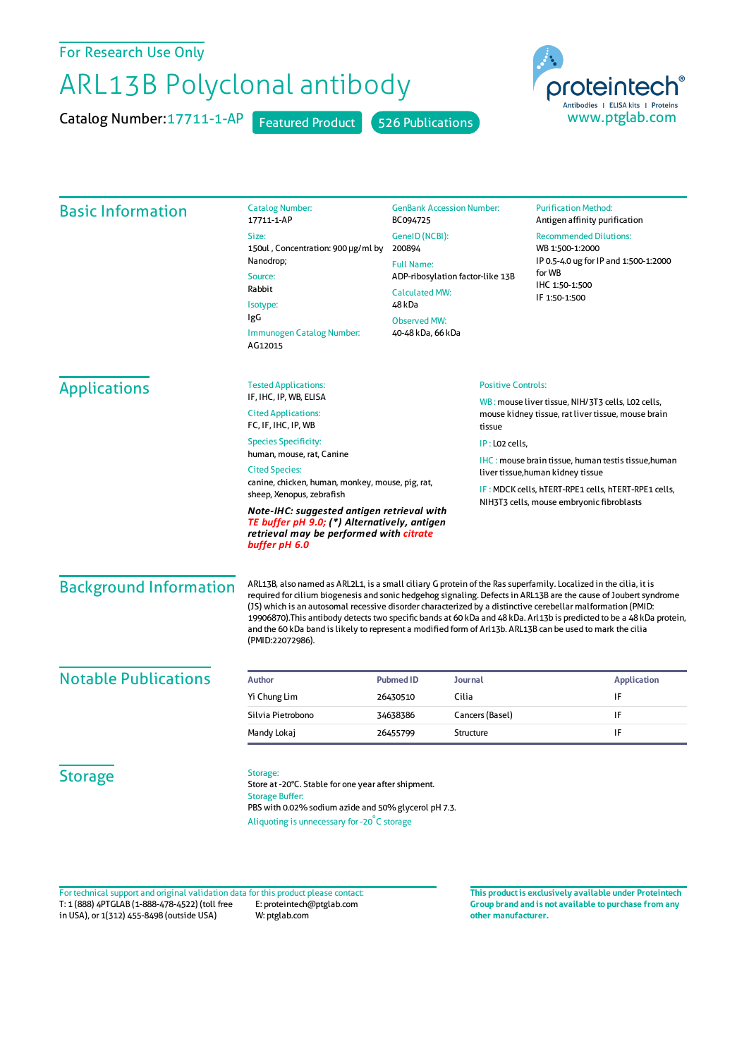For Research Use Only

# ARL13B Polyclonal antibody

Catalog Number: 17711-1-AP    Featured Product    526 Publications

proteintech® Antibodies | ELISA kits | Proteins
www.ptglab.com

## Basic Information

Catalog Number:
17711-1-AP

Size:
150ul , Concentration: 900 μg/ml by Nanodrop;

Source:
Rabbit

Isotype:
IgG

Immunogen Catalog Number:
AG12015

GenBank Accession Number:
BC094725

GeneID (NCBI):
200894

Full Name:
ADP-ribosylation factor-like 13B

Calculated MW:
48 kDa

Observed MW:
40-48 kDa, 66 kDa

Purification Method:
Antigen affinity purification

Recommended Dilutions:
WB 1:500-1:2000
IP 0.5-4.0 ug for IP and 1:500-1:2000 for WB
IHC 1:50-1:500
IF 1:50-1:500

## Applications

Tested Applications:
IF, IHC, IP, WB, ELISA

Cited Applications:
FC, IF, IHC, IP, WB

Species Specificity:
human, mouse, rat, Canine

Cited Species:
canine, chicken, human, monkey, mouse, pig, rat, sheep, Xenopus, zebrafish

***Note-IHC: suggested antigen retrieval with TE buffer pH 9.0; (*) Alternatively, antigen retrieval may be performed with citrate buffer pH 6.0***

Positive Controls:

WB : mouse liver tissue, NIH/3T3 cells, L02 cells, mouse kidney tissue, rat liver tissue, mouse brain tissue

IP : L02 cells,

IHC : mouse brain tissue, human testis tissue,human liver tissue,human kidney tissue

IF : MDCK cells, hTERT-RPE1 cells, hTERT-RPE1 cells, NIH3T3 cells, mouse embryonic fibroblasts

## Background Information

ARL13B, also named as ARL2L1, is a small ciliary G protein of the Ras superfamily. Localized in the cilia, it is required for cilium biogenesis and sonic hedgehog signaling. Defects in ARL13B are the cause of Joubert syndrome (JS) which is an autosomal recessive disorder characterized by a distinctive cerebellar malformation (PMID: 19906870).This antibody detects two specific bands at 60 kDa and 48 kDa. Arl13b is predicted to be a 48 kDa protein, and the 60 kDa band is likely to represent a modified form of Arl13b. ARL13B can be used to mark the cilia (PMID:22072986).

## Notable Publications

| Author | Pubmed ID | Journal | Application |
|---|---|---|---|
| Yi Chung Lim | 26430510 | Cilia | IF |
| Silvia Pietrobono | 34638386 | Cancers (Basel) | IF |
| Mandy Lokaj | 26455799 | Structure | IF |

## Storage

Storage:
Store at -20°C. Stable for one year after shipment.
Storage Buffer:
PBS with 0.02% sodium azide and 50% glycerol pH 7.3.
Aliquoting is unnecessary for -20°C storage

For technical support and original validation data for this product please contact:
T: 1 (888) 4PTGLAB (1-888-478-4522) (toll free in USA), or 1(312) 455-8498 (outside USA)
E: proteintech@ptglab.com
W: ptglab.com

**This product is exclusively available under Proteintech Group brand and is not available to purchase from any other manufacturer.**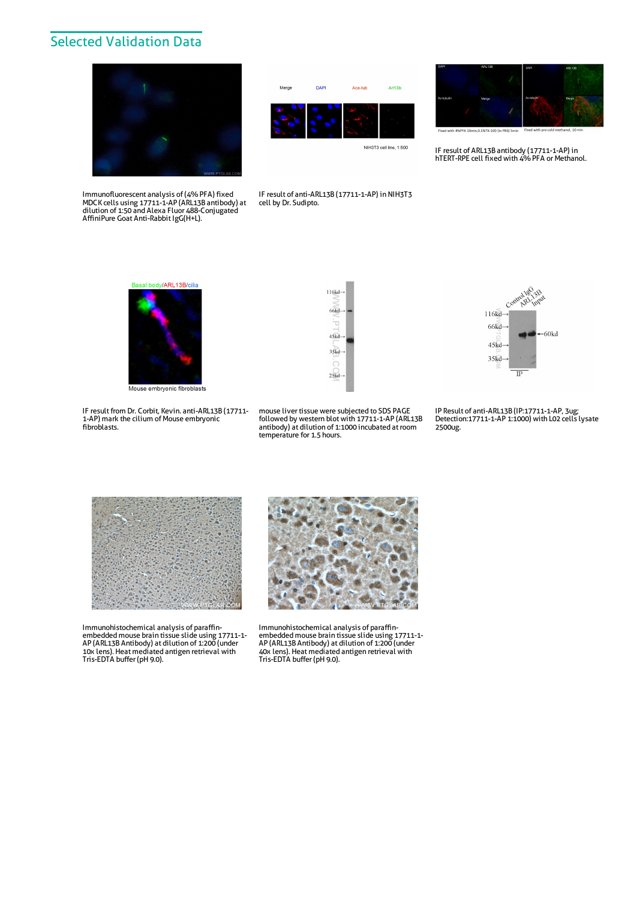## Selected Validation Data

Immunofluorescent analysis of (4% PFA) fixed MDCK cells using 17711-1-AP (ARL13B antibody) at dilution of 1:50 and Alexa Fluor 488-Conjugated AffiniPure Goat Anti-Rabbit IgG(H+L).

IF result of anti-ARL13B (17711-1-AP) in NIH3T3 cell by Dr. Sudipto.

IF result of ARL13B antibody (17711-1-AP) in hTERT-RPE cell fixed with 4% PFA or Methanol.

IF result from Dr. Corbit, Kevin. anti-ARL13B (17711-1-AP) mark the cilium of Mouse embryonic fibroblasts.

mouse liver tissue were subjected to SDS PAGE followed by western blot with 17711-1-AP (ARL13B antibody) at dilution of 1:1000 incubated at room temperature for 1.5 hours.

IP Result of anti-ARL13B (IP:17711-1-AP, 3ug; Detection:17711-1-AP 1:1000) with L02 cells lysate 2500ug.

Immunohistochemical analysis of paraffin-embedded mouse brain tissue slide using 17711-1-AP (ARL13B Antibody) at dilution of 1:200 (under 10x lens). Heat mediated antigen retrieval with Tris-EDTA buffer (pH 9.0).

Immunohistochemical analysis of paraffin-embedded mouse brain tissue slide using 17711-1-AP (ARL13B Antibody) at dilution of 1:200 (under 40x lens). Heat mediated antigen retrieval with Tris-EDTA buffer (pH 9.0).